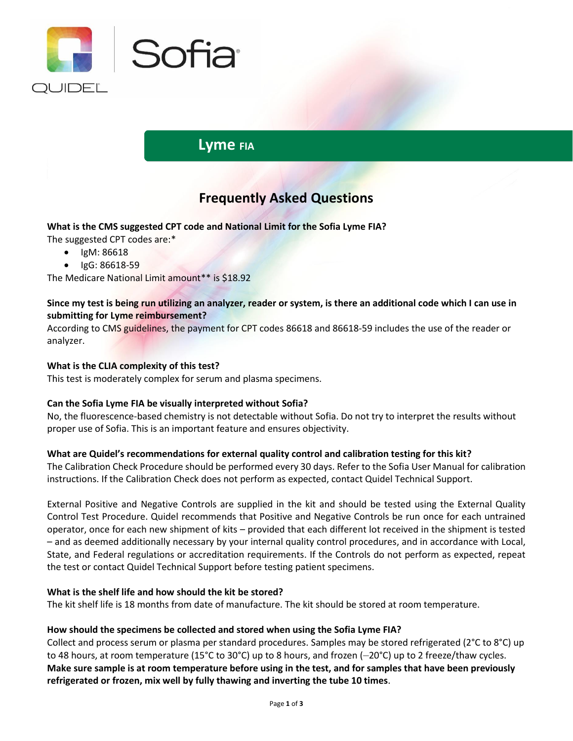Sofia®

QUIDEL

# Lyme FIA

## Frequently Asked Questions

**What is the CMS suggested CPT code and National Limit for the Sofia Lyme FIA?**

The suggested CPT codes are:*

- IgM: 86618
- IgG: 86618-59

The Medicare National Limit amount** is $18.92

**Since my test is being run utilizing an analyzer, reader or system, is there an additional code which I can use in submitting for Lyme reimbursement?**

According to CMS guidelines, the payment for CPT codes 86618 and 86618-59 includes the use of the reader or analyzer.

**What is the CLIA complexity of this test?**

This test is moderately complex for serum and plasma specimens.

**Can the Sofia Lyme FIA be visually interpreted without Sofia?**

No, the fluorescence-based chemistry is not detectable without Sofia. Do not try to interpret the results without proper use of Sofia. This is an important feature and ensures objectivity.

**What are Quidel's recommendations for external quality control and calibration testing for this kit?**

The Calibration Check Procedure should be performed every 30 days. Refer to the Sofia User Manual for calibration instructions. If the Calibration Check does not perform as expected, contact Quidel Technical Support.

External Positive and Negative Controls are supplied in the kit and should be tested using the External Quality Control Test Procedure. Quidel recommends that Positive and Negative Controls be run once for each untrained operator, once for each new shipment of kits – provided that each different lot received in the shipment is tested – and as deemed additionally necessary by your internal quality control procedures, and in accordance with Local, State, and Federal regulations or accreditation requirements. If the Controls do not perform as expected, repeat the test or contact Quidel Technical Support before testing patient specimens.

**What is the shelf life and how should the kit be stored?**

The kit shelf life is 18 months from date of manufacture. The kit should be stored at room temperature.

**How should the specimens be collected and stored when using the Sofia Lyme FIA?**

Collect and process serum or plasma per standard procedures. Samples may be stored refrigerated (2°C to 8°C) up to 48 hours, at room temperature (15°C to 30°C) up to 8 hours, and frozen (–20°C) up to 2 freeze/thaw cycles. **Make sure sample is at room temperature before using in the test, and for samples that have been previously refrigerated or frozen, mix well by fully thawing and inverting the tube 10 times**.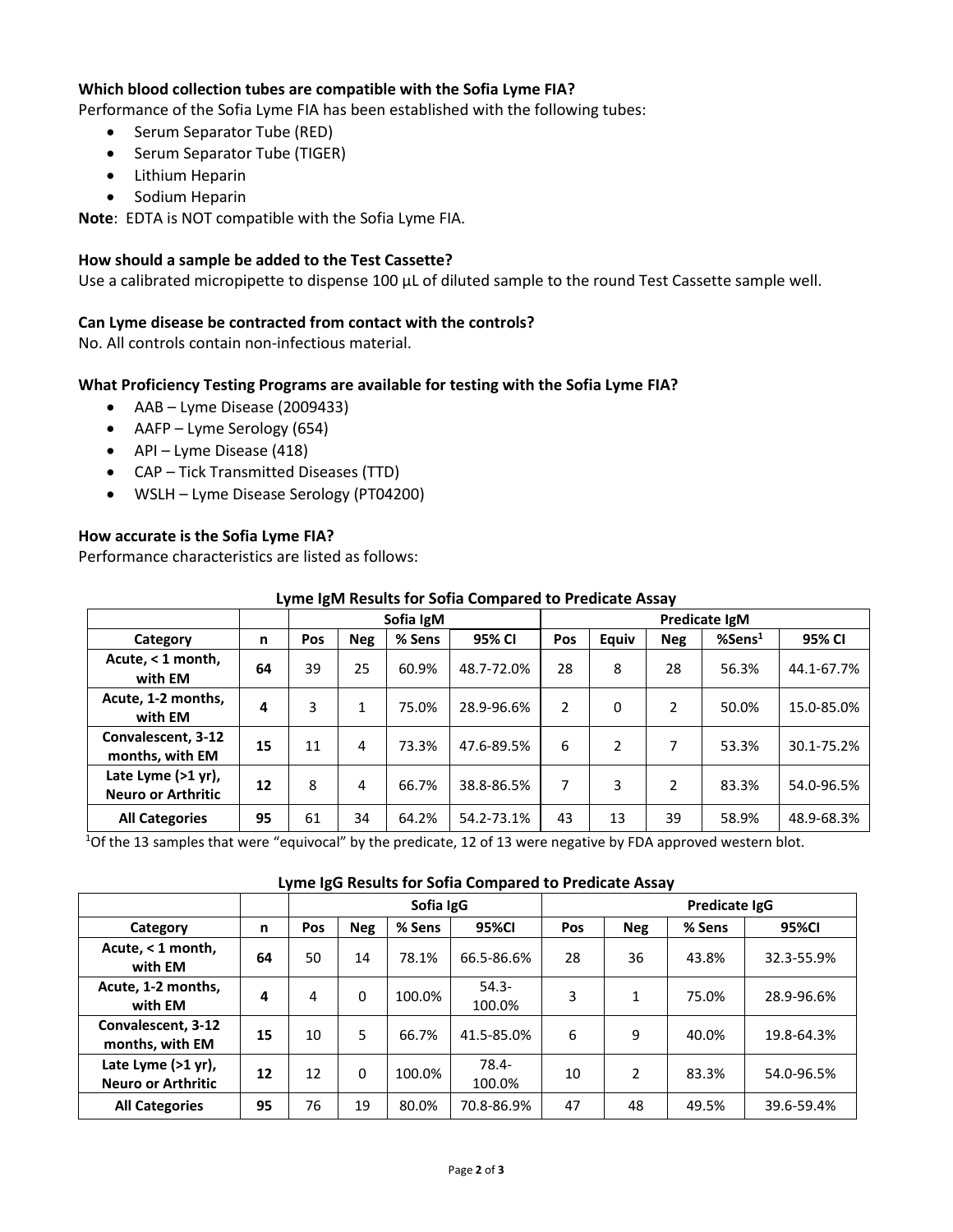**Which blood collection tubes are compatible with the Sofia Lyme FIA?**

Performance of the Sofia Lyme FIA has been established with the following tubes:

- Serum Separator Tube (RED)
- Serum Separator Tube (TIGER)
- Lithium Heparin
- Sodium Heparin

**Note**: EDTA is NOT compatible with the Sofia Lyme FIA.

**How should a sample be added to the Test Cassette?**

Use a calibrated micropipette to dispense 100 µL of diluted sample to the round Test Cassette sample well.

**Can Lyme disease be contracted from contact with the controls?**

No. All controls contain non-infectious material.

**What Proficiency Testing Programs are available for testing with the Sofia Lyme FIA?**

- AAB – Lyme Disease (2009433)
- AAFP – Lyme Serology (654)
- API – Lyme Disease (418)
- CAP – Tick Transmitted Diseases (TTD)
- WSLH – Lyme Disease Serology (PT04200)

**How accurate is the Sofia Lyme FIA?**

Performance characteristics are listed as follows:

**Lyme IgM Results for Sofia Compared to Predicate Assay**

| | | Sofia IgM | | | | Predicate IgM | | | | |
|---|---|---|---|---|---|---|---|---|---|---|
| **Category** | **n** | **Pos** | **Neg** | **% Sens** | **95% CI** | **Pos** | **Equiv** | **Neg** | **%Sens[1]** | **95% CI** |
| **Acute, < 1 month, with EM** | **64** | 39 | 25 | 60.9% | 48.7-72.0% | 28 | 8 | 28 | 56.3% | 44.1-67.7% |
| **Acute, 1-2 months, with EM** | **4** | 3 | 1 | 75.0% | 28.9-96.6% | 2 | 0 | 2 | 50.0% | 15.0-85.0% |
| **Convalescent, 3-12 months, with EM** | **15** | 11 | 4 | 73.3% | 47.6-89.5% | 6 | 2 | 7 | 53.3% | 30.1-75.2% |
| **Late Lyme (>1 yr), Neuro or Arthritic** | **12** | 8 | 4 | 66.7% | 38.8-86.5% | 7 | 3 | 2 | 83.3% | 54.0-96.5% |
| **All Categories** | **95** | 61 | 34 | 64.2% | 54.2-73.1% | 43 | 13 | 39 | 58.9% | 48.9-68.3% |

[1]Of the 13 samples that were "equivocal" by the predicate, 12 of 13 were negative by FDA approved western blot.

**Lyme IgG Results for Sofia Compared to Predicate Assay**

| | | Sofia IgG | | | | Predicate IgG | | | |
|---|---|---|---|---|---|---|---|---|---|
| **Category** | **n** | **Pos** | **Neg** | **% Sens** | **95%CI** | **Pos** | **Neg** | **% Sens** | **95%CI** |
| **Acute, < 1 month, with EM** | **64** | 50 | 14 | 78.1% | 66.5-86.6% | 28 | 36 | 43.8% | 32.3-55.9% |
| **Acute, 1-2 months, with EM** | **4** | 4 | 0 | 100.0% | 54.3-100.0% | 3 | 1 | 75.0% | 28.9-96.6% |
| **Convalescent, 3-12 months, with EM** | **15** | 10 | 5 | 66.7% | 41.5-85.0% | 6 | 9 | 40.0% | 19.8-64.3% |
| **Late Lyme (>1 yr), Neuro or Arthritic** | **12** | 12 | 0 | 100.0% | 78.4-100.0% | 10 | 2 | 83.3% | 54.0-96.5% |
| **All Categories** | **95** | 76 | 19 | 80.0% | 70.8-86.9% | 47 | 48 | 49.5% | 39.6-59.4% |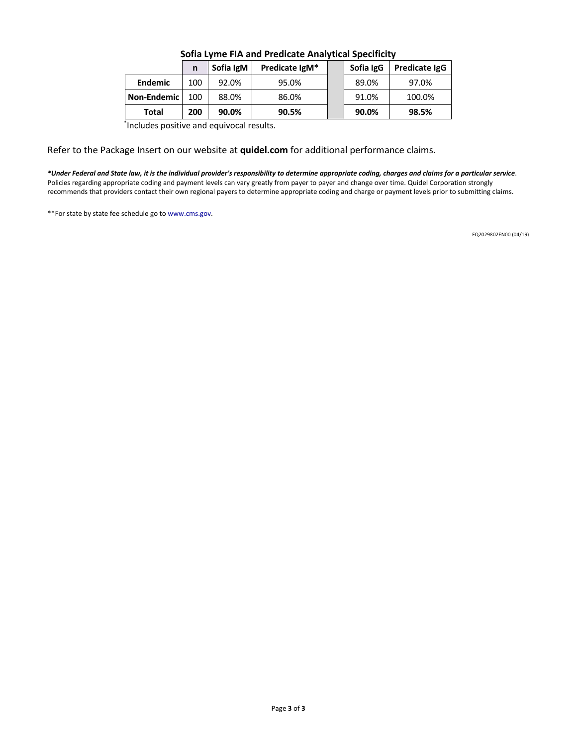**Sofia Lyme FIA and Predicate Analytical Specificity**

| | n | Sofia IgM | Predicate IgM* | | Sofia IgG | Predicate IgG |
|---|---|---|---|---|---|---|
| **Endemic** | 100 | 92.0% | 95.0% | | 89.0% | 97.0% |
| **Non-Endemic** | 100 | 88.0% | 86.0% | | 91.0% | 100.0% |
| **Total** | **200** | **90.0%** | **90.5%** | | **90.0%** | **98.5%** |

*Includes positive and equivocal results.

Refer to the Package Insert on our website at **quidel.com** for additional performance claims.

***Under Federal and State law, it is the individual provider's responsibility to determine appropriate coding, charges and claims for a particular service***. Policies regarding appropriate coding and payment levels can vary greatly from payer to payer and change over time. Quidel Corporation strongly recommends that providers contact their own regional payers to determine appropriate coding and charge or payment levels prior to submitting claims.

**For state by state fee schedule go to www.cms.gov.

FQ2029802EN00 (04/19)